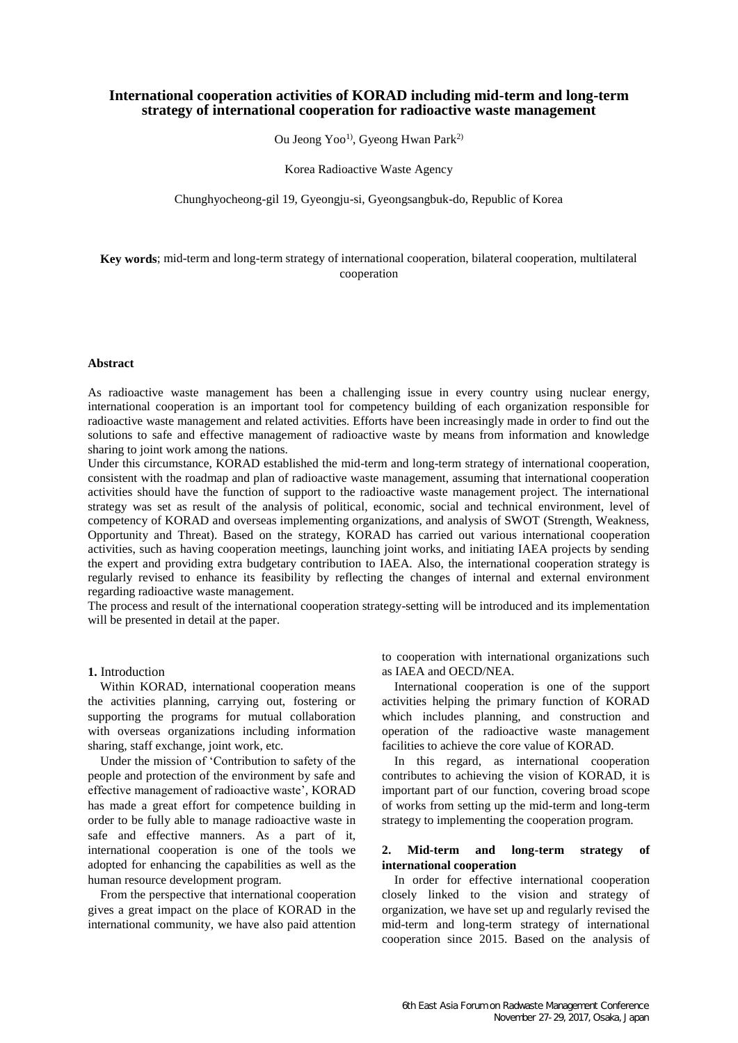# International cooperation activities of KORAD including mid-term and long-term strategy of international cooperation for radioactive waste management

Ou Jeong Yoo[1)], Gyeong Hwan Park[2)]

Korea Radioactive Waste Agency

Chunghyocheong-gil 19, Gyeongju-si, Gyeongsangbuk-do, Republic of Korea

**Key words**; mid-term and long-term strategy of international cooperation, bilateral cooperation, multilateral cooperation

**Abstract**

As radioactive waste management has been a challenging issue in every country using nuclear energy, international cooperation is an important tool for competency building of each organization responsible for radioactive waste management and related activities. Efforts have been increasingly made in order to find out the solutions to safe and effective management of radioactive waste by means from information and knowledge sharing to joint work among the nations.

Under this circumstance, KORAD established the mid-term and long-term strategy of international cooperation, consistent with the roadmap and plan of radioactive waste management, assuming that international cooperation activities should have the function of support to the radioactive waste management project. The international strategy was set as result of the analysis of political, economic, social and technical environment, level of competency of KORAD and overseas implementing organizations, and analysis of SWOT (Strength, Weakness, Opportunity and Threat). Based on the strategy, KORAD has carried out various international cooperation activities, such as having cooperation meetings, launching joint works, and initiating IAEA projects by sending the expert and providing extra budgetary contribution to IAEA. Also, the international cooperation strategy is regularly revised to enhance its feasibility by reflecting the changes of internal and external environment regarding radioactive waste management.

The process and result of the international cooperation strategy-setting will be introduced and its implementation will be presented in detail at the paper.

## 1. Introduction

Within KORAD, international cooperation means the activities planning, carrying out, fostering or supporting the programs for mutual collaboration with overseas organizations including information sharing, staff exchange, joint work, etc.

Under the mission of 'Contribution to safety of the people and protection of the environment by safe and effective management of radioactive waste', KORAD has made a great effort for competence building in order to be fully able to manage radioactive waste in safe and effective manners. As a part of it, international cooperation is one of the tools we adopted for enhancing the capabilities as well as the human resource development program.

From the perspective that international cooperation gives a great impact on the place of KORAD in the international community, we have also paid attention to cooperation with international organizations such as IAEA and OECD/NEA.

International cooperation is one of the support activities helping the primary function of KORAD which includes planning, and construction and operation of the radioactive waste management facilities to achieve the core value of KORAD.

In this regard, as international cooperation contributes to achieving the vision of KORAD, it is important part of our function, covering broad scope of works from setting up the mid-term and long-term strategy to implementing the cooperation program.

## 2. Mid-term and long-term strategy of international cooperation

In order for effective international cooperation closely linked to the vision and strategy of organization, we have set up and regularly revised the mid-term and long-term strategy of international cooperation since 2015. Based on the analysis of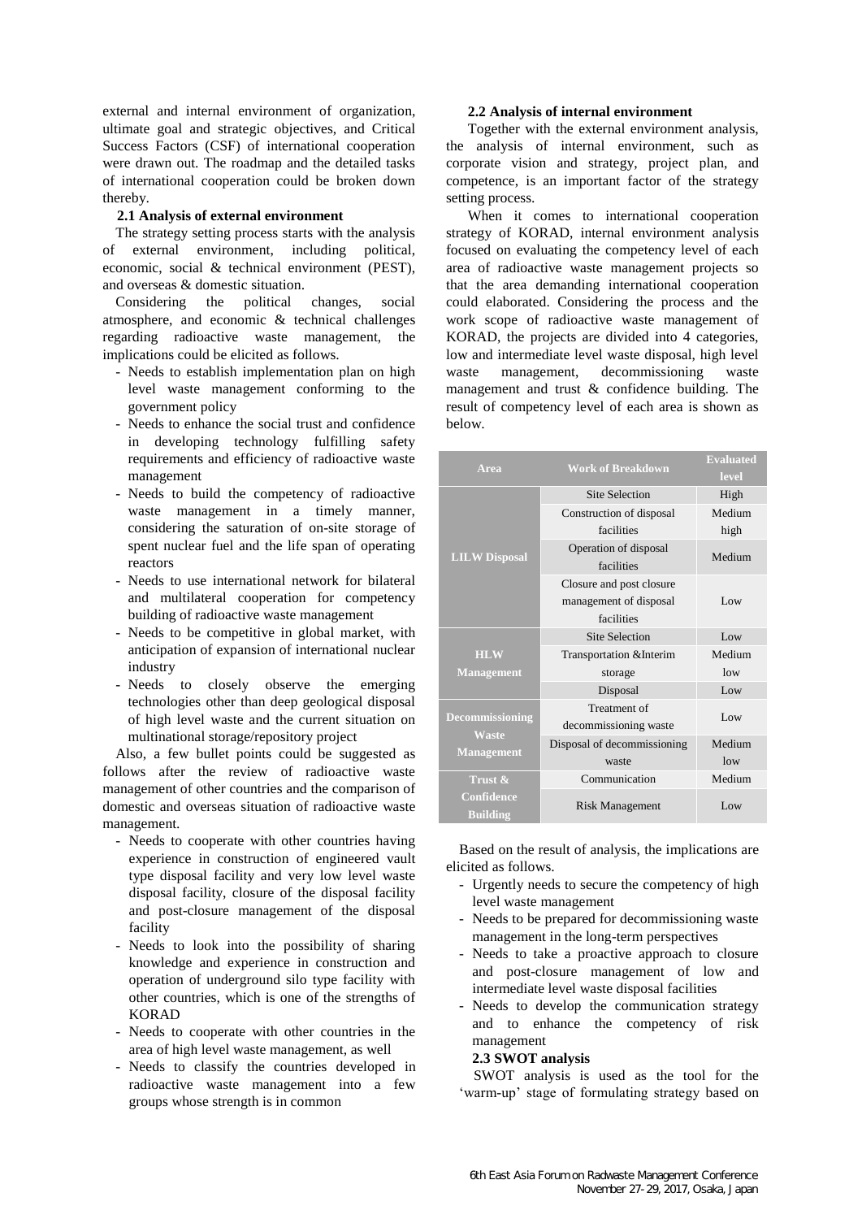external and internal environment of organization, ultimate goal and strategic objectives, and Critical Success Factors (CSF) of international cooperation were drawn out. The roadmap and the detailed tasks of international cooperation could be broken down thereby.

### 2.1 Analysis of external environment

The strategy setting process starts with the analysis of external environment, including political, economic, social & technical environment (PEST), and overseas & domestic situation.

Considering the political changes, social atmosphere, and economic & technical challenges regarding radioactive waste management, the implications could be elicited as follows.

- Needs to establish implementation plan on high level waste management conforming to the government policy
- Needs to enhance the social trust and confidence in developing technology fulfilling safety requirements and efficiency of radioactive waste management
- Needs to build the competency of radioactive waste management in a timely manner, considering the saturation of on-site storage of spent nuclear fuel and the life span of operating reactors
- Needs to use international network for bilateral and multilateral cooperation for competency building of radioactive waste management
- Needs to be competitive in global market, with anticipation of expansion of international nuclear industry
- Needs to closely observe the emerging technologies other than deep geological disposal of high level waste and the current situation on multinational storage/repository project

Also, a few bullet points could be suggested as follows after the review of radioactive waste management of other countries and the comparison of domestic and overseas situation of radioactive waste management.

- Needs to cooperate with other countries having experience in construction of engineered vault type disposal facility and very low level waste disposal facility, closure of the disposal facility and post-closure management of the disposal facility
- Needs to look into the possibility of sharing knowledge and experience in construction and operation of underground silo type facility with other countries, which is one of the strengths of KORAD
- Needs to cooperate with other countries in the area of high level waste management, as well
- Needs to classify the countries developed in radioactive waste management into a few groups whose strength is in common

### 2.2 Analysis of internal environment

Together with the external environment analysis, the analysis of internal environment, such as corporate vision and strategy, project plan, and competence, is an important factor of the strategy setting process.

When it comes to international cooperation strategy of KORAD, internal environment analysis focused on evaluating the competency level of each area of radioactive waste management projects so that the area demanding international cooperation could elaborated. Considering the process and the work scope of radioactive waste management of KORAD, the projects are divided into 4 categories, low and intermediate level waste disposal, high level waste management, decommissioning waste management and trust & confidence building. The result of competency level of each area is shown as below.

| Area | Work of Breakdown | Evaluated level |
|---|---|---|
| LILW Disposal | Site Selection | High |
| | Construction of disposal facilities | Medium high |
| | Operation of disposal facilities | Medium |
| | Closure and post closure management of disposal facilities | Low |
| HLW Management | Site Selection | Low |
| | Transportation &Interim storage | Medium low |
| | Disposal | Low |
| Decommissioning Waste Management | Treatment of decommissioning waste | Low |
| | Disposal of decommissioning waste | Medium low |
| Trust & Confidence Building | Communication | Medium |
| | Risk Management | Low |

Based on the result of analysis, the implications are elicited as follows.

- Urgently needs to secure the competency of high level waste management
- Needs to be prepared for decommissioning waste management in the long-term perspectives
- Needs to take a proactive approach to closure and post-closure management of low and intermediate level waste disposal facilities
- Needs to develop the communication strategy and to enhance the competency of risk management

### 2.3 SWOT analysis

SWOT analysis is used as the tool for the 'warm-up' stage of formulating strategy based on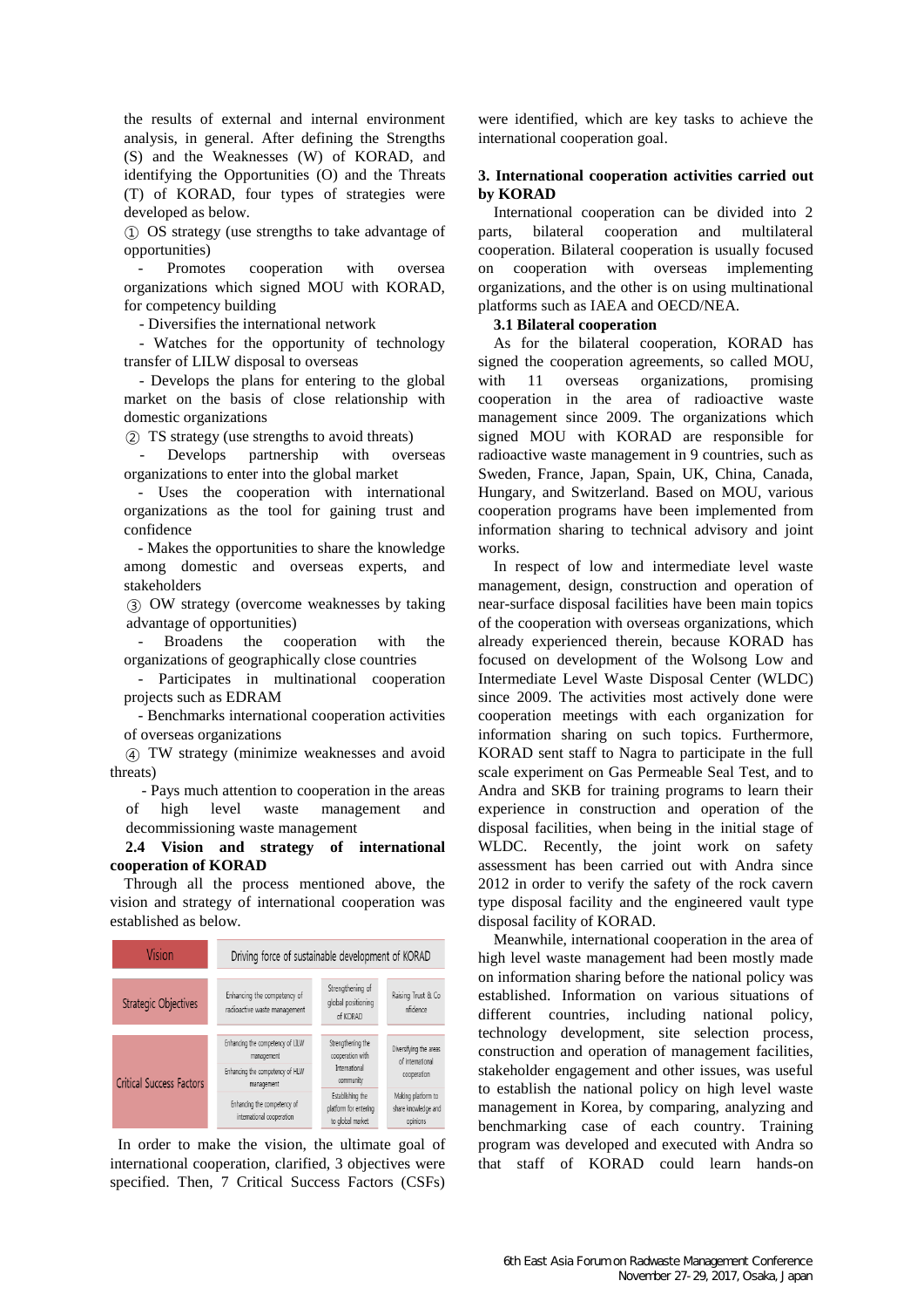the results of external and internal environment analysis, in general. After defining the Strengths (S) and the Weaknesses (W) of KORAD, and identifying the Opportunities (O) and the Threats (T) of KORAD, four types of strategies were developed as below.

① OS strategy (use strengths to take advantage of opportunities)

- Promotes cooperation with oversea organizations which signed MOU with KORAD, for competency building
- Diversifies the international network
- Watches for the opportunity of technology transfer of LILW disposal to overseas
- Develops the plans for entering to the global market on the basis of close relationship with domestic organizations

② TS strategy (use strengths to avoid threats)

- Develops partnership with overseas organizations to enter into the global market
- Uses the cooperation with international organizations as the tool for gaining trust and confidence
- Makes the opportunities to share the knowledge among domestic and overseas experts, and stakeholders

③ OW strategy (overcome weaknesses by taking advantage of opportunities)

- Broadens the cooperation with the organizations of geographically close countries
- Participates in multinational cooperation projects such as EDRAM
- Benchmarks international cooperation activities of overseas organizations

④ TW strategy (minimize weaknesses and avoid threats)

- Pays much attention to cooperation in the areas of high level waste management and decommissioning waste management

### 2.4 Vision and strategy of international cooperation of KORAD

Through all the process mentioned above, the vision and strategy of international cooperation was established as below.

| Vision | Driving force of sustainable development of KORAD | | |
|---|---|---|---|
| Strategic Objectives | Enhancing the competency of radioactive waste management | Strengthening of global positioning of KORAD | Raising Trust & Confidence |
| Critical Success Factors | Enhancing the competency of LILW management | Strengthening the cooperation with International community | Diversifying the areas of international cooperation |
| | Enhancing the competency of HLW management | | |
| | Enhancing the competency of international cooperation | Establishing the platform for entering to global market | Making platform to share knowledge and opinions |

In order to make the vision, the ultimate goal of international cooperation, clarified, 3 objectives were specified. Then, 7 Critical Success Factors (CSFs) were identified, which are key tasks to achieve the international cooperation goal.

## 3. International cooperation activities carried out by KORAD

International cooperation can be divided into 2 parts, bilateral cooperation and multilateral cooperation. Bilateral cooperation is usually focused on cooperation with overseas implementing organizations, and the other is on using multinational platforms such as IAEA and OECD/NEA.

### 3.1 Bilateral cooperation

As for the bilateral cooperation, KORAD has signed the cooperation agreements, so called MOU, with 11 overseas organizations, promising cooperation in the area of radioactive waste management since 2009. The organizations which signed MOU with KORAD are responsible for radioactive waste management in 9 countries, such as Sweden, France, Japan, Spain, UK, China, Canada, Hungary, and Switzerland. Based on MOU, various cooperation programs have been implemented from information sharing to technical advisory and joint works.

In respect of low and intermediate level waste management, design, construction and operation of near-surface disposal facilities have been main topics of the cooperation with overseas organizations, which already experienced therein, because KORAD has focused on development of the Wolsong Low and Intermediate Level Waste Disposal Center (WLDC) since 2009. The activities most actively done were cooperation meetings with each organization for information sharing on such topics. Furthermore, KORAD sent staff to Nagra to participate in the full scale experiment on Gas Permeable Seal Test, and to Andra and SKB for training programs to learn their experience in construction and operation of the disposal facilities, when being in the initial stage of WLDC. Recently, the joint work on safety assessment has been carried out with Andra since 2012 in order to verify the safety of the rock cavern type disposal facility and the engineered vault type disposal facility of KORAD.

Meanwhile, international cooperation in the area of high level waste management had been mostly made on information sharing before the national policy was established. Information on various situations of different countries, including national policy, technology development, site selection process, construction and operation of management facilities, stakeholder engagement and other issues, was useful to establish the national policy on high level waste management in Korea, by comparing, analyzing and benchmarking case of each country. Training program was developed and executed with Andra so that staff of KORAD could learn hands-on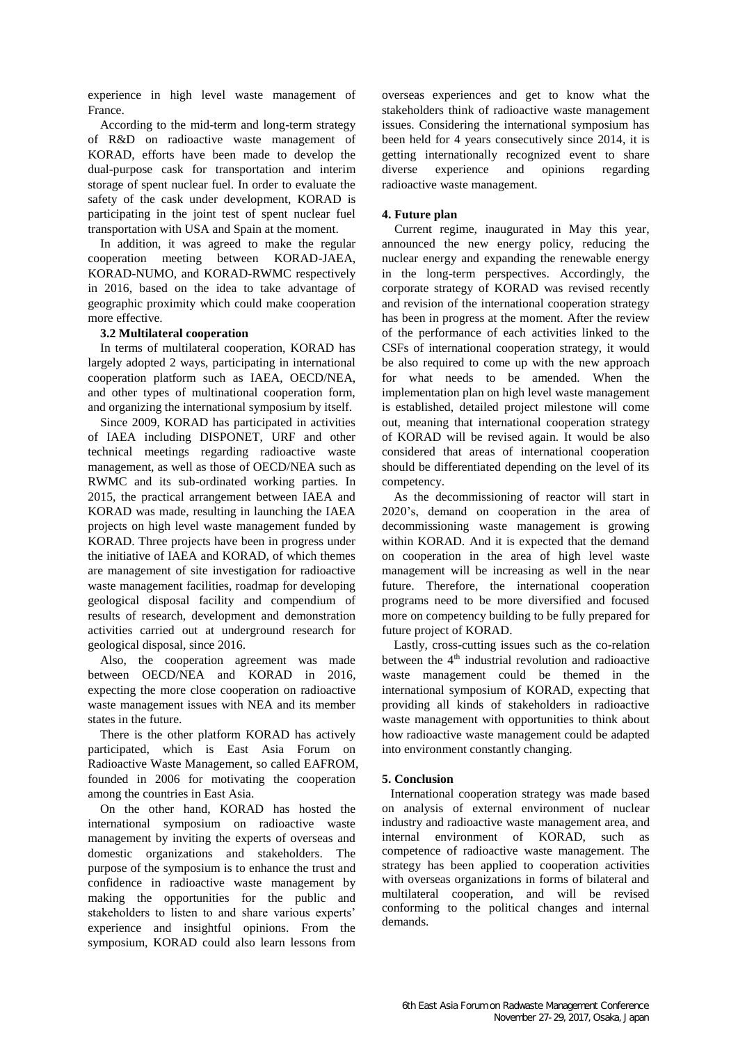experience in high level waste management of France.

According to the mid-term and long-term strategy of R&D on radioactive waste management of KORAD, efforts have been made to develop the dual-purpose cask for transportation and interim storage of spent nuclear fuel. In order to evaluate the safety of the cask under development, KORAD is participating in the joint test of spent nuclear fuel transportation with USA and Spain at the moment.

In addition, it was agreed to make the regular cooperation meeting between KORAD-JAEA, KORAD-NUMO, and KORAD-RWMC respectively in 2016, based on the idea to take advantage of geographic proximity which could make cooperation more effective.

### 3.2 Multilateral cooperation

In terms of multilateral cooperation, KORAD has largely adopted 2 ways, participating in international cooperation platform such as IAEA, OECD/NEA, and other types of multinational cooperation form, and organizing the international symposium by itself.

Since 2009, KORAD has participated in activities of IAEA including DISPONET, URF and other technical meetings regarding radioactive waste management, as well as those of OECD/NEA such as RWMC and its sub-ordinated working parties. In 2015, the practical arrangement between IAEA and KORAD was made, resulting in launching the IAEA projects on high level waste management funded by KORAD. Three projects have been in progress under the initiative of IAEA and KORAD, of which themes are management of site investigation for radioactive waste management facilities, roadmap for developing geological disposal facility and compendium of results of research, development and demonstration activities carried out at underground research for geological disposal, since 2016.

Also, the cooperation agreement was made between OECD/NEA and KORAD in 2016, expecting the more close cooperation on radioactive waste management issues with NEA and its member states in the future.

There is the other platform KORAD has actively participated, which is East Asia Forum on Radioactive Waste Management, so called EAFROM, founded in 2006 for motivating the cooperation among the countries in East Asia.

On the other hand, KORAD has hosted the international symposium on radioactive waste management by inviting the experts of overseas and domestic organizations and stakeholders. The purpose of the symposium is to enhance the trust and confidence in radioactive waste management by making the opportunities for the public and stakeholders to listen to and share various experts' experience and insightful opinions. From the symposium, KORAD could also learn lessons from overseas experiences and get to know what the stakeholders think of radioactive waste management issues. Considering the international symposium has been held for 4 years consecutively since 2014, it is getting internationally recognized event to share diverse experience and opinions regarding radioactive waste management.

## 4. Future plan

Current regime, inaugurated in May this year, announced the new energy policy, reducing the nuclear energy and expanding the renewable energy in the long-term perspectives. Accordingly, the corporate strategy of KORAD was revised recently and revision of the international cooperation strategy has been in progress at the moment. After the review of the performance of each activities linked to the CSFs of international cooperation strategy, it would be also required to come up with the new approach for what needs to be amended. When the implementation plan on high level waste management is established, detailed project milestone will come out, meaning that international cooperation strategy of KORAD will be revised again. It would be also considered that areas of international cooperation should be differentiated depending on the level of its competency.

As the decommissioning of reactor will start in 2020's, demand on cooperation in the area of decommissioning waste management is growing within KORAD. And it is expected that the demand on cooperation in the area of high level waste management will be increasing as well in the near future. Therefore, the international cooperation programs need to be more diversified and focused more on competency building to be fully prepared for future project of KORAD.

Lastly, cross-cutting issues such as the co-relation between the 4th industrial revolution and radioactive waste management could be themed in the international symposium of KORAD, expecting that providing all kinds of stakeholders in radioactive waste management with opportunities to think about how radioactive waste management could be adapted into environment constantly changing.

## 5. Conclusion

International cooperation strategy was made based on analysis of external environment of nuclear industry and radioactive waste management area, and internal environment of KORAD, such as competence of radioactive waste management. The strategy has been applied to cooperation activities with overseas organizations in forms of bilateral and multilateral cooperation, and will be revised conforming to the political changes and internal demands.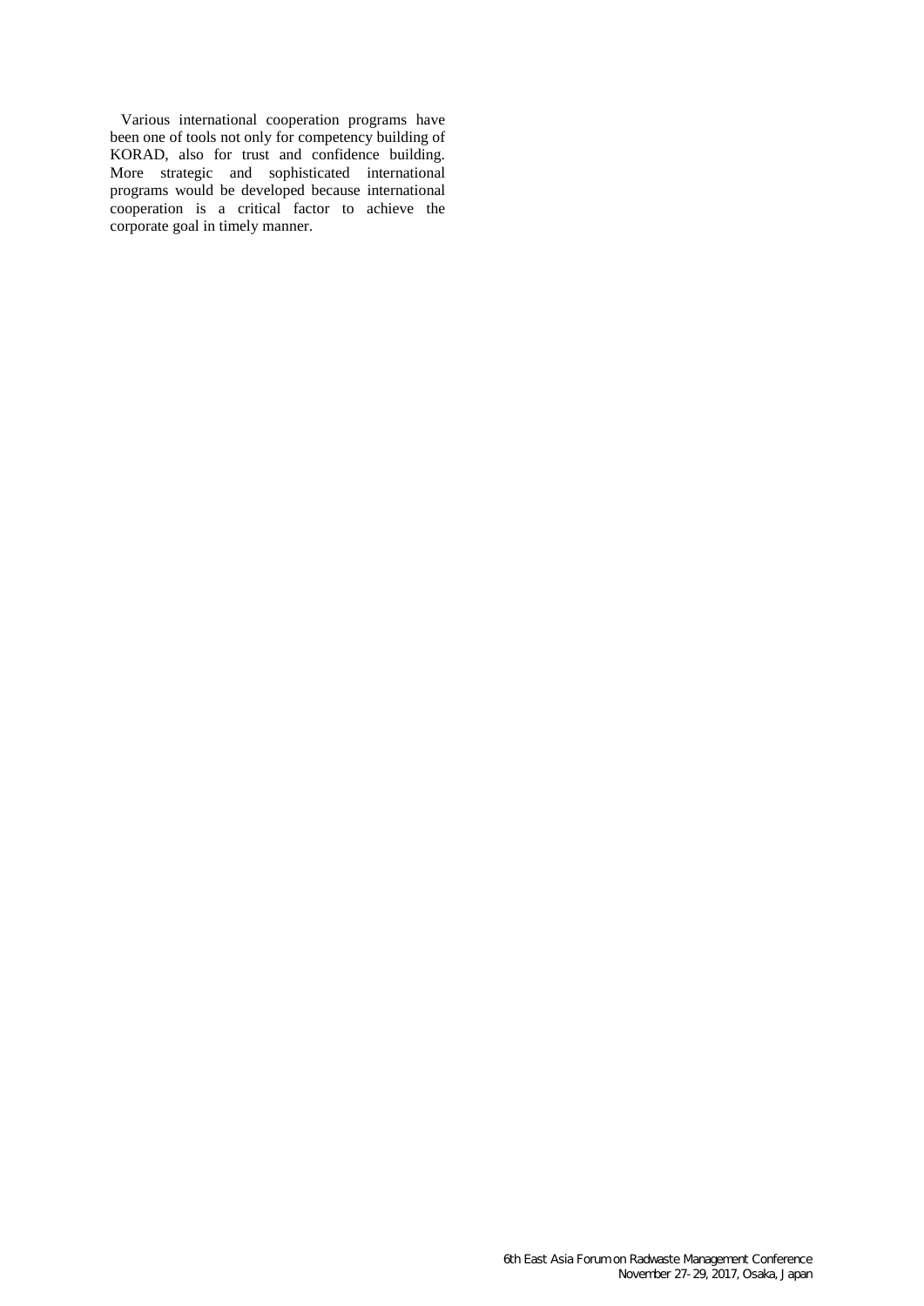Various international cooperation programs have been one of tools not only for competency building of KORAD, also for trust and confidence building. More strategic and sophisticated international programs would be developed because international cooperation is a critical factor to achieve the corporate goal in timely manner.